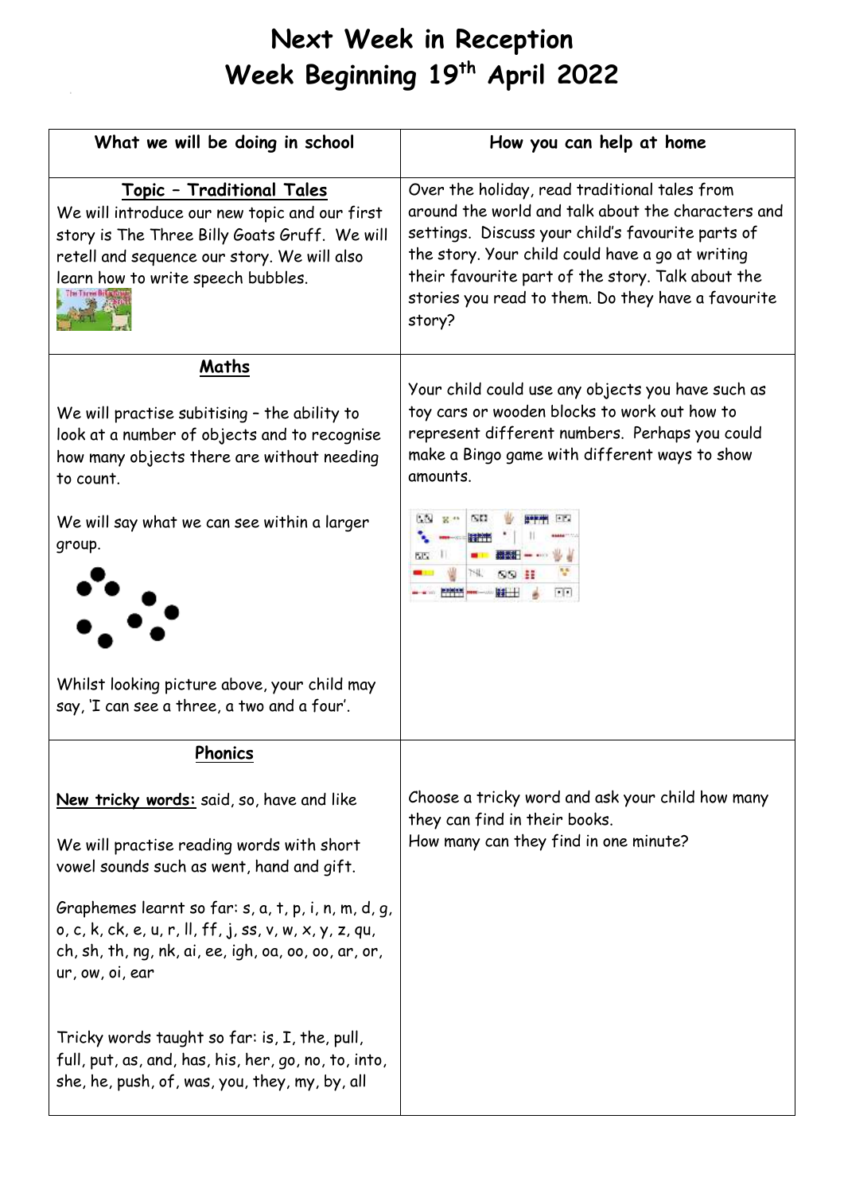# Next Week in Reception
# Week Beginning 19th April 2022

| What we will be doing in school | How you can help at home |
|---|---|
| **Topic – Traditional Tales**<br>We will introduce our new topic and our first story is The Three Billy Goats Gruff. We will retell and sequence our story. We will also learn how to write speech bubbles. | Over the holiday, read traditional tales from around the world and talk about the characters and settings. Discuss your child's favourite parts of the story. Your child could have a go at writing their favourite part of the story. Talk about the stories you read to them. Do they have a favourite story? |
| **Maths**<br><br>We will practise subitising – the ability to look at a number of objects and to recognise how many objects there are without needing to count.<br><br>We will say what we can see within a larger group.<br><br>Whilst looking picture above, your child may say, 'I can see a three, a two and a four'. | Your child could use any objects you have such as toy cars or wooden blocks to work out how to represent different numbers. Perhaps you could make a Bingo game with different ways to show amounts. |
| **Phonics**<br><br>**New tricky words:** said, so, have and like<br><br>We will practise reading words with short vowel sounds such as went, hand and gift.<br><br>Graphemes learnt so far: s, a, t, p, i, n, m, d, g, o, c, k, ck, e, u, r, ll, ff, j, ss, v, w, x, y, z, qu, ch, sh, th, ng, nk, ai, ee, igh, oa, oo, oo, ar, or, ur, ow, oi, ear<br><br>Tricky words taught so far: is, I, the, pull, full, put, as, and, has, his, her, go, no, to, into, she, he, push, of, was, you, they, my, by, all | Choose a tricky word and ask your child how many they can find in their books.<br>How many can they find in one minute? |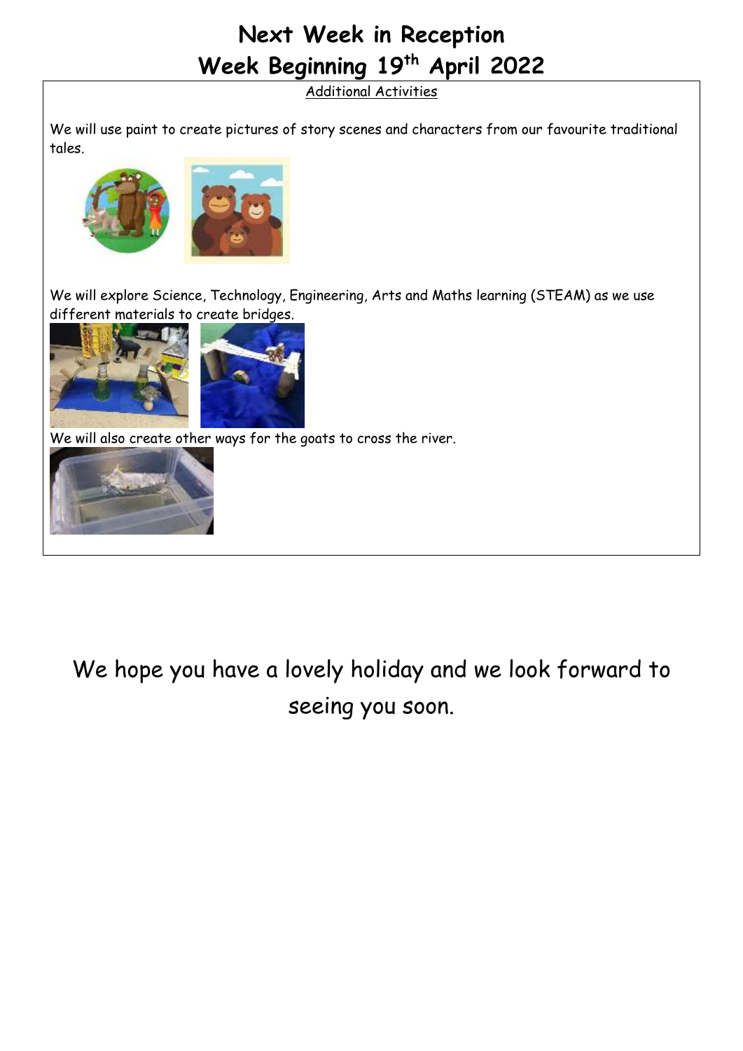# Next Week in Reception
# Week Beginning 19th April 2022

Additional Activities

We will use paint to create pictures of story scenes and characters from our favourite traditional tales.

We will explore Science, Technology, Engineering, Arts and Maths learning (STEAM) as we use different materials to create bridges.

We will also create other ways for the goats to cross the river.

We hope you have a lovely holiday and we look forward to seeing you soon.